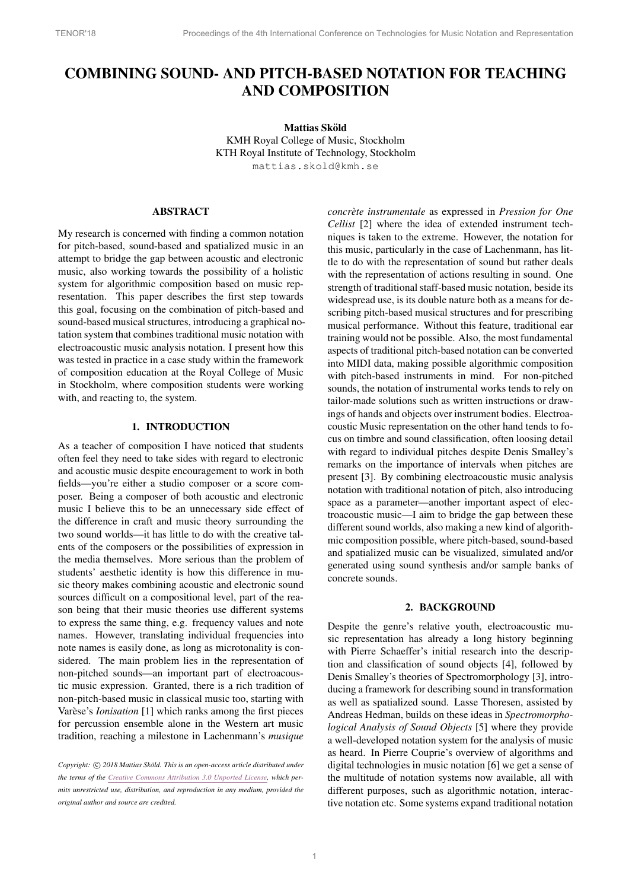# COMBINING SOUND- AND PITCH-BASED NOTATION FOR TEACHING AND COMPOSITION

**Mattias Sköld**
KMH Royal College of Music, Stockholm
KTH Royal Institute of Technology, Stockholm
mattias.skold@kmh.se

## ABSTRACT

My research is concerned with finding a common notation for pitch-based, sound-based and spatialized music in an attempt to bridge the gap between acoustic and electronic music, also working towards the possibility of a holistic system for algorithmic composition based on music representation. This paper describes the first step towards this goal, focusing on the combination of pitch-based and sound-based musical structures, introducing a graphical notation system that combines traditional music notation with electroacoustic music analysis notation. I present how this was tested in practice in a case study within the framework of composition education at the Royal College of Music in Stockholm, where composition students were working with, and reacting to, the system.

## 1. INTRODUCTION

As a teacher of composition I have noticed that students often feel they need to take sides with regard to electronic and acoustic music despite encouragement to work in both fields—you're either a studio composer or a score composer. Being a composer of both acoustic and electronic music I believe this to be an unnecessary side effect of the difference in craft and music theory surrounding the two sound worlds—it has little to do with the creative talents of the composers or the possibilities of expression in the media themselves. More serious than the problem of students' aesthetic identity is how this difference in music theory makes combining acoustic and electronic sound sources difficult on a compositional level, part of the reason being that their music theories use different systems to express the same thing, e.g. frequency values and note names. However, translating individual frequencies into note names is easily done, as long as microtonality is considered. The main problem lies in the representation of non-pitched sounds—an important part of electroacoustic music expression. Granted, there is a rich tradition of non-pitch-based music in classical music too, starting with Varèse's *Ionisation* [1] which ranks among the first pieces for percussion ensemble alone in the Western art music tradition, reaching a milestone in Lachenmann's *musique concrète instrumentale* as expressed in *Pression for One Cellist* [2] where the idea of extended instrument techniques is taken to the extreme. However, the notation for this music, particularly in the case of Lachenmann, has little to do with the representation of sound but rather deals with the representation of actions resulting in sound. One strength of traditional staff-based music notation, beside its widespread use, is its double nature both as a means for describing pitch-based musical structures and for prescribing musical performance. Without this feature, traditional ear training would not be possible. Also, the most fundamental aspects of traditional pitch-based notation can be converted into MIDI data, making possible algorithmic composition with pitch-based instruments in mind. For non-pitched sounds, the notation of instrumental works tends to rely on tailor-made solutions such as written instructions or drawings of hands and objects over instrument bodies. Electroacoustic Music representation on the other hand tends to focus on timbre and sound classification, often loosing detail with regard to individual pitches despite Denis Smalley's remarks on the importance of intervals when pitches are present [3]. By combining electroacoustic music analysis notation with traditional notation of pitch, also introducing space as a parameter—another important aspect of electroacoustic music—I aim to bridge the gap between these different sound worlds, also making a new kind of algorithmic composition possible, where pitch-based, sound-based and spatialized music can be visualized, simulated and/or generated using sound synthesis and/or sample banks of concrete sounds.

## 2. BACKGROUND

Despite the genre's relative youth, electroacoustic music representation has already a long history beginning with Pierre Schaeffer's initial research into the description and classification of sound objects [4], followed by Denis Smalley's theories of Spectromorphology [3], introducing a framework for describing sound in transformation as well as spatialized sound. Lasse Thoresen, assisted by Andreas Hedman, builds on these ideas in *Spectromorphological Analysis of Sound Objects* [5] where they provide a well-developed notation system for the analysis of music as heard. In Pierre Couprie's overview of algorithms and digital technologies in music notation [6] we get a sense of the multitude of notation systems now available, all with different purposes, such as algorithmic notation, interactive notation etc. Some systems expand traditional notation

*Copyright: © 2018 Mattias Sköld. This is an open-access article distributed under the terms of the Creative Commons Attribution 3.0 Unported License, which permits unrestricted use, distribution, and reproduction in any medium, provided the original author and source are credited.*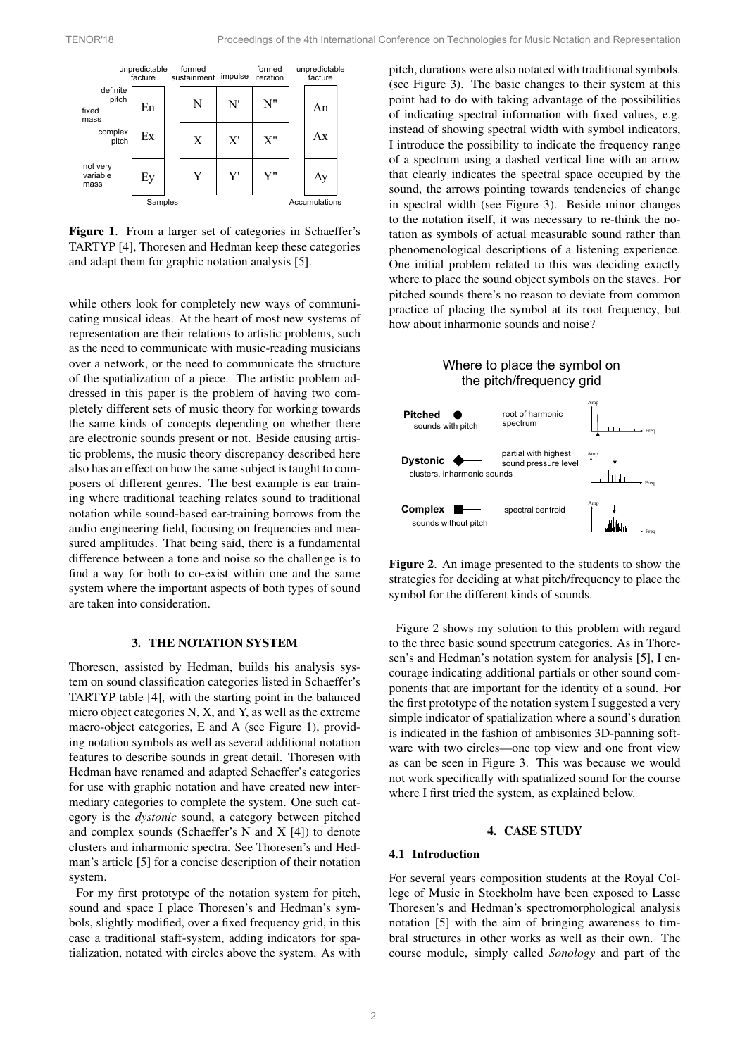| | | unpredictable facture | formed sustainment | impulse | formed iteration | unpredictable facture |
|---|---|---|---|---|---|---|
| fixed mass | definite pitch | En | N | N' | N" | An |
| | complex pitch | Ex | X | X' | X" | Ax |
| not very variable mass | | Ey | Y | Y' | Y" | Ay |
| | | Samples | | | | Accumulations |

**Figure 1**. From a larger set of categories in Schaeffer's TARTYP [4], Thoresen and Hedman keep these categories and adapt them for graphic notation analysis [5].

while others look for completely new ways of communicating musical ideas. At the heart of most new systems of representation are their relations to artistic problems, such as the need to communicate with music-reading musicians over a network, or the need to communicate the structure of the spatialization of a piece. The artistic problem addressed in this paper is the problem of having two completely different sets of music theory for working towards the same kinds of concepts depending on whether there are electronic sounds present or not. Beside causing artistic problems, the music theory discrepancy described here also has an effect on how the same subject is taught to composers of different genres. The best example is ear training where traditional teaching relates sound to traditional notation while sound-based ear-training borrows from the audio engineering field, focusing on frequencies and measured amplitudes. That being said, there is a fundamental difference between a tone and noise so the challenge is to find a way for both to co-exist within one and the same system where the important aspects of both types of sound are taken into consideration.

## 3. THE NOTATION SYSTEM

Thoresen, assisted by Hedman, builds his analysis system on sound classification categories listed in Schaeffer's TARTYP table [4], with the starting point in the balanced micro object categories N, X, and Y, as well as the extreme macro-object categories, E and A (see Figure 1), providing notation symbols as well as several additional notation features to describe sounds in great detail. Thoresen with Hedman have renamed and adapted Schaeffer's categories for use with graphic notation and have created new intermediary categories to complete the system. One such category is the *dystonic* sound, a category between pitched and complex sounds (Schaeffer's N and X [4]) to denote clusters and inharmonic spectra. See Thoresen's and Hedman's article [5] for a concise description of their notation system.

For my first prototype of the notation system for pitch, sound and space I place Thoresen's and Hedman's symbols, slightly modified, over a fixed frequency grid, in this case a traditional staff-system, adding indicators for spatialization, notated with circles above the system. As with pitch, durations were also notated with traditional symbols. (see Figure 3). The basic changes to their system at this point had to do with taking advantage of the possibilities of indicating spectral information with fixed values, e.g. instead of showing spectral width with symbol indicators, I introduce the possibility to indicate the frequency range of a spectrum using a dashed vertical line with an arrow that clearly indicates the spectral space occupied by the sound, the arrows pointing towards tendencies of change in spectral width (see Figure 3). Beside minor changes to the notation itself, it was necessary to re-think the notation as symbols of actual measurable sound rather than phenomenological descriptions of a listening experience. One initial problem related to this was deciding exactly where to place the sound object symbols on the staves. For pitched sounds there's no reason to deviate from common practice of placing the symbol at its root frequency, but how about inharmonic sounds and noise?

Where to place the symbol on the pitch/frequency grid

| | | |
|---|---|---|
| **Pitched** – sounds with pitch | root of harmonic spectrum | |
| **Dystonic** – clusters, inharmonic sounds | partial with highest sound pressure level | |
| **Complex** – sounds without pitch | spectral centroid | |

**Figure 2**. An image presented to the students to show the strategies for deciding at what pitch/frequency to place the symbol for the different kinds of sounds.

Figure 2 shows my solution to this problem with regard to the three basic sound spectrum categories. As in Thoresen's and Hedman's notation system for analysis [5], I encourage indicating additional partials or other sound components that are important for the identity of a sound. For the first prototype of the notation system I suggested a very simple indicator of spatialization where a sound's duration is indicated in the fashion of ambisonics 3D-panning software with two circles—one top view and one front view as can be seen in Figure 3. This was because we would not work specifically with spatialized sound for the course where I first tried the system, as explained below.

## 4. CASE STUDY

### 4.1 Introduction

For several years composition students at the Royal College of Music in Stockholm have been exposed to Lasse Thoresen's and Hedman's spectromorphological analysis notation [5] with the aim of bringing awareness to timbral structures in other works as well as their own. The course module, simply called *Sonology* and part of the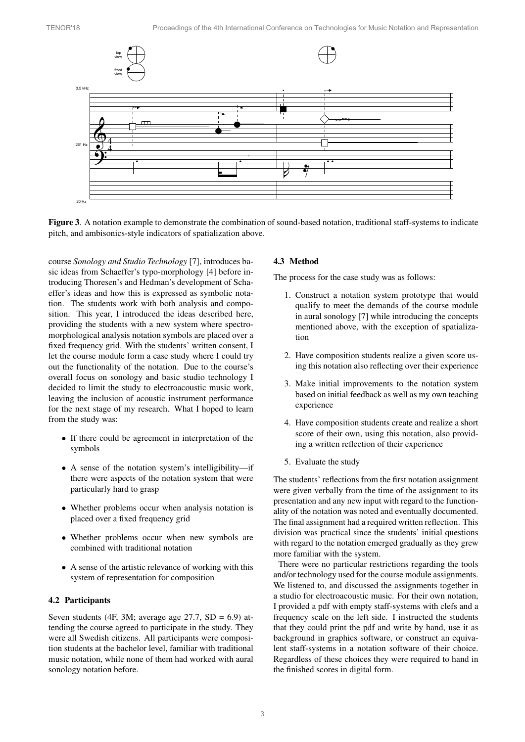**Figure 3**. A notation example to demonstrate the combination of sound-based notation, traditional staff-systems to indicate pitch, and ambisonics-style indicators of spatialization above.

course *Sonology and Studio Technology* [7], introduces basic ideas from Schaeffer's typo-morphology [4] before introducing Thoresen's and Hedman's development of Schaeffer's ideas and how this is expressed as symbolic notation. The students work with both analysis and composition. This year, I introduced the ideas described here, providing the students with a new system where spectromorphological analysis notation symbols are placed over a fixed frequency grid. With the students' written consent, I let the course module form a case study where I could try out the functionality of the notation. Due to the course's overall focus on sonology and basic studio technology I decided to limit the study to electroacoustic music work, leaving the inclusion of acoustic instrument performance for the next stage of my research. What I hoped to learn from the study was:

- If there could be agreement in interpretation of the symbols
- A sense of the notation system's intelligibility—if there were aspects of the notation system that were particularly hard to grasp
- Whether problems occur when analysis notation is placed over a fixed frequency grid
- Whether problems occur when new symbols are combined with traditional notation
- A sense of the artistic relevance of working with this system of representation for composition

### 4.2 Participants

Seven students (4F, 3M; average age 27.7, SD = 6.9) attending the course agreed to participate in the study. They were all Swedish citizens. All participants were composition students at the bachelor level, familiar with traditional music notation, while none of them had worked with aural sonology notation before.

### 4.3 Method

The process for the case study was as follows:

1. Construct a notation system prototype that would qualify to meet the demands of the course module in aural sonology [7] while introducing the concepts mentioned above, with the exception of spatialization
2. Have composition students realize a given score using this notation also reflecting over their experience
3. Make initial improvements to the notation system based on initial feedback as well as my own teaching experience
4. Have composition students create and realize a short score of their own, using this notation, also providing a written reflection of their experience
5. Evaluate the study

The students' reflections from the first notation assignment were given verbally from the time of the assignment to its presentation and any new input with regard to the functionality of the notation was noted and eventually documented. The final assignment had a required written reflection. This division was practical since the students' initial questions with regard to the notation emerged gradually as they grew more familiar with the system.

There were no particular restrictions regarding the tools and/or technology used for the course module assignments. We listened to, and discussed the assignments together in a studio for electroacoustic music. For their own notation, I provided a pdf with empty staff-systems with clefs and a frequency scale on the left side. I instructed the students that they could print the pdf and write by hand, use it as background in graphics software, or construct an equivalent staff-systems in a notation software of their choice. Regardless of these choices they were required to hand in the finished scores in digital form.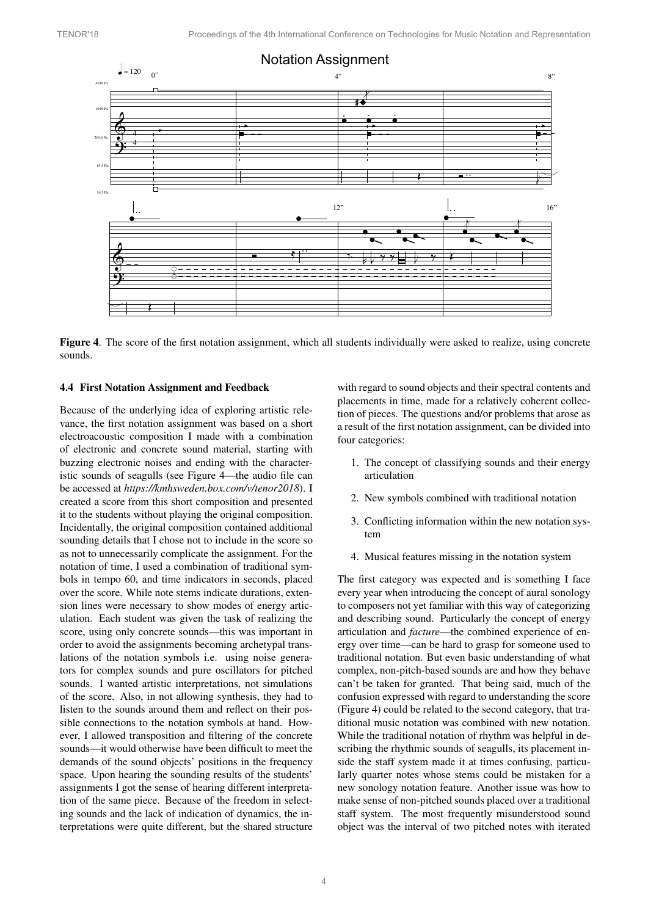**Figure 4**. The score of the first notation assignment, which all students individually were asked to realize, using concrete sounds.

### 4.4 First Notation Assignment and Feedback

Because of the underlying idea of exploring artistic relevance, the first notation assignment was based on a short electroacoustic composition I made with a combination of electronic and concrete sound material, starting with buzzing electronic noises and ending with the characteristic sounds of seagulls (see Figure 4—the audio file can be accessed at *https://kmhsweden.box.com/v/tenor2018*). I created a score from this short composition and presented it to the students without playing the original composition. Incidentally, the original composition contained additional sounding details that I chose not to include in the score so as not to unnecessarily complicate the assignment. For the notation of time, I used a combination of traditional symbols in tempo 60, and time indicators in seconds, placed over the score. While note stems indicate durations, extension lines were necessary to show modes of energy articulation. Each student was given the task of realizing the score, using only concrete sounds—this was important in order to avoid the assignments becoming archetypal translations of the notation symbols i.e. using noise generators for complex sounds and pure oscillators for pitched sounds. I wanted artistic interpretations, not simulations of the score. Also, in not allowing synthesis, they had to listen to the sounds around them and reflect on their possible connections to the notation symbols at hand. However, I allowed transposition and filtering of the concrete sounds—it would otherwise have been difficult to meet the demands of the sound objects' positions in the frequency space. Upon hearing the sounding results of the students' assignments I got the sense of hearing different interpretation of the same piece. Because of the freedom in selecting sounds and the lack of indication of dynamics, the interpretations were quite different, but the shared structure with regard to sound objects and their spectral contents and placements in time, made for a relatively coherent collection of pieces. The questions and/or problems that arose as a result of the first notation assignment, can be divided into four categories:

1. The concept of classifying sounds and their energy articulation
2. New symbols combined with traditional notation
3. Conflicting information within the new notation system
4. Musical features missing in the notation system

The first category was expected and is something I face every year when introducing the concept of aural sonology to composers not yet familiar with this way of categorizing and describing sound. Particularly the concept of energy articulation and *facture*—the combined experience of energy over time—can be hard to grasp for someone used to traditional notation. But even basic understanding of what complex, non-pitch-based sounds are and how they behave can't be taken for granted. That being said, much of the confusion expressed with regard to understanding the score (Figure 4) could be related to the second category, that traditional music notation was combined with new notation. While the traditional notation of rhythm was helpful in describing the rhythmic sounds of seagulls, its placement inside the staff system made it at times confusing, particularly quarter notes whose stems could be mistaken for a new sonology notation feature. Another issue was how to make sense of non-pitched sounds placed over a traditional staff system. The most frequently misunderstood sound object was the interval of two pitched notes with iterated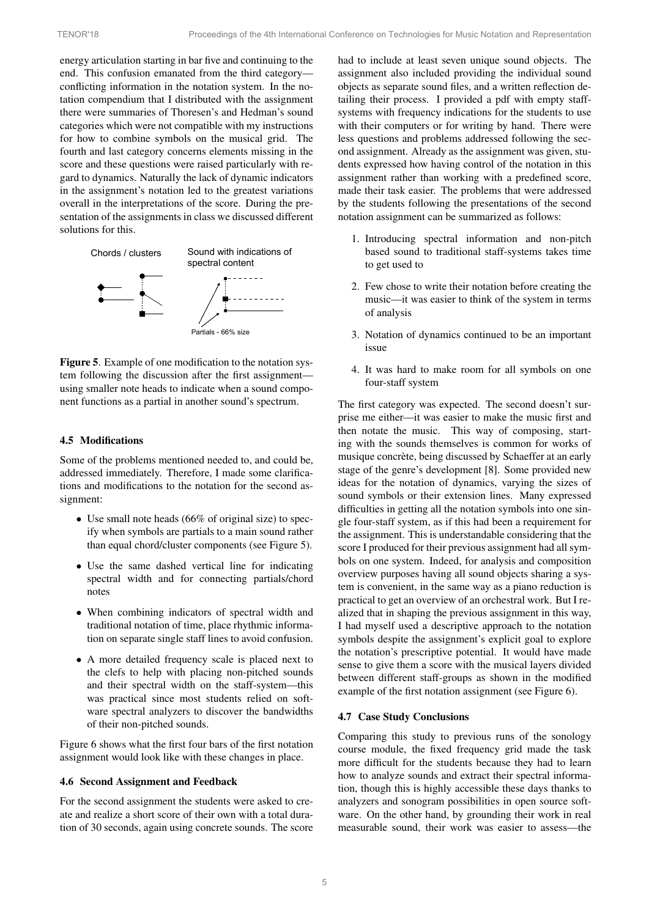energy articulation starting in bar five and continuing to the end. This confusion emanated from the third category—conflicting information in the notation system. In the notation compendium that I distributed with the assignment there were summaries of Thoresen's and Hedman's sound categories which were not compatible with my instructions for how to combine symbols on the musical grid. The fourth and last category concerns elements missing in the score and these questions were raised particularly with regard to dynamics. Naturally the lack of dynamic indicators in the assignment's notation led to the greatest variations overall in the interpretations of the score. During the presentation of the assignments in class we discussed different solutions for this.

**Figure 5**. Example of one modification to the notation system following the discussion after the first assignment—using smaller note heads to indicate when a sound component functions as a partial in another sound's spectrum.

### 4.5 Modifications

Some of the problems mentioned needed to, and could be, addressed immediately. Therefore, I made some clarifications and modifications to the notation for the second assignment:

- Use small note heads (66% of original size) to specify when symbols are partials to a main sound rather than equal chord/cluster components (see Figure 5).
- Use the same dashed vertical line for indicating spectral width and for connecting partials/chord notes
- When combining indicators of spectral width and traditional notation of time, place rhythmic information on separate single staff lines to avoid confusion.
- A more detailed frequency scale is placed next to the clefs to help with placing non-pitched sounds and their spectral width on the staff-system—this was practical since most students relied on software spectral analyzers to discover the bandwidths of their non-pitched sounds.

Figure 6 shows what the first four bars of the first notation assignment would look like with these changes in place.

### 4.6 Second Assignment and Feedback

For the second assignment the students were asked to create and realize a short score of their own with a total duration of 30 seconds, again using concrete sounds. The score had to include at least seven unique sound objects. The assignment also included providing the individual sound objects as separate sound files, and a written reflection detailing their process. I provided a pdf with empty staff-systems with frequency indications for the students to use with their computers or for writing by hand. There were less questions and problems addressed following the second assignment. Already as the assignment was given, students expressed how having control of the notation in this assignment rather than working with a predefined score, made their task easier. The problems that were addressed by the students following the presentations of the second notation assignment can be summarized as follows:

1. Introducing spectral information and non-pitch based sound to traditional staff-systems takes time to get used to
2. Few chose to write their notation before creating the music—it was easier to think of the system in terms of analysis
3. Notation of dynamics continued to be an important issue
4. It was hard to make room for all symbols on one four-staff system

The first category was expected. The second doesn't surprise me either—it was easier to make the music first and then notate the music. This way of composing, starting with the sounds themselves is common for works of musique concrète, being discussed by Schaeffer at an early stage of the genre's development [8]. Some provided new ideas for the notation of dynamics, varying the sizes of sound symbols or their extension lines. Many expressed difficulties in getting all the notation symbols into one single four-staff system, as if this had been a requirement for the assignment. This is understandable considering that the score I produced for their previous assignment had all symbols on one system. Indeed, for analysis and composition overview purposes having all sound objects sharing a system is convenient, in the same way as a piano reduction is practical to get an overview of an orchestral work. But I realized that in shaping the previous assignment in this way, I had myself used a descriptive approach to the notation symbols despite the assignment's explicit goal to explore the notation's prescriptive potential. It would have made sense to give them a score with the musical layers divided between different staff-groups as shown in the modified example of the first notation assignment (see Figure 6).

### 4.7 Case Study Conclusions

Comparing this study to previous runs of the sonology course module, the fixed frequency grid made the task more difficult for the students because they had to learn how to analyze sounds and extract their spectral information, though this is highly accessible these days thanks to analyzers and sonogram possibilities in open source software. On the other hand, by grounding their work in real measurable sound, their work was easier to assess—the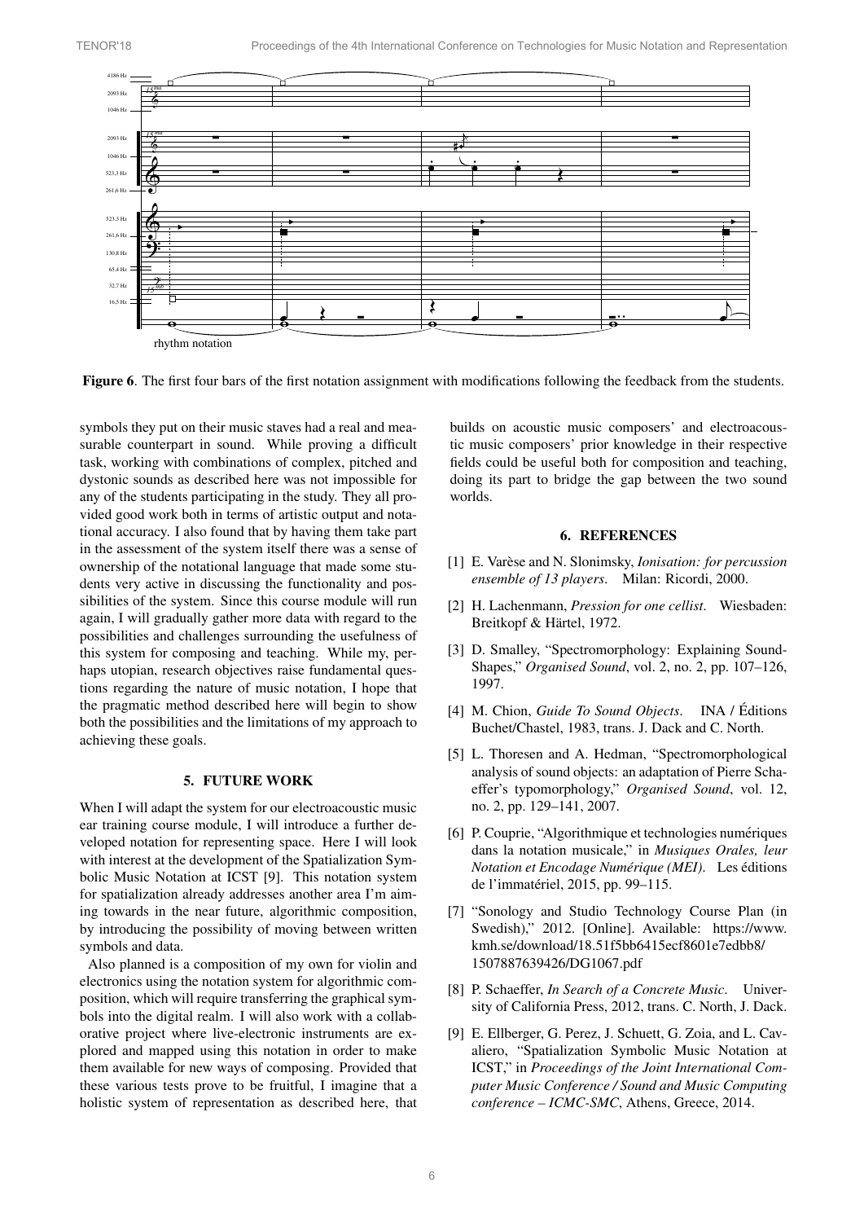4186 Hz
2093 Hz
1046 Hz
2093 Hz
1046 Hz
523,3 Hz
261,6 Hz
523,3 Hz
261,6 Hz
130,8 Hz
65,4 Hz
32,7 Hz
16,5 Hz
15ma
15ma
15mb
rhythm notation

**Figure 6**. The first four bars of the first notation assignment with modifications following the feedback from the students.

symbols they put on their music staves had a real and measurable counterpart in sound. While proving a difficult task, working with combinations of complex, pitched and dystonic sounds as described here was not impossible for any of the students participating in the study. They all provided good work both in terms of artistic output and notational accuracy. I also found that by having them take part in the assessment of the system itself there was a sense of ownership of the notational language that made some students very active in discussing the functionality and possibilities of the system. Since this course module will run again, I will gradually gather more data with regard to the possibilities and challenges surrounding the usefulness of this system for composing and teaching. While my, perhaps utopian, research objectives raise fundamental questions regarding the nature of music notation, I hope that the pragmatic method described here will begin to show both the possibilities and the limitations of my approach to achieving these goals.

## 5. FUTURE WORK

When I will adapt the system for our electroacoustic music ear training course module, I will introduce a further developed notation for representing space. Here I will look with interest at the development of the Spatialization Symbolic Music Notation at ICST [9]. This notation system for spatialization already addresses another area I'm aiming towards in the near future, algorithmic composition, by introducing the possibility of moving between written symbols and data.

Also planned is a composition of my own for violin and electronics using the notation system for algorithmic composition, which will require transferring the graphical symbols into the digital realm. I will also work with a collaborative project where live-electronic instruments are explored and mapped using this notation in order to make them available for new ways of composing. Provided that these various tests prove to be fruitful, I imagine that a holistic system of representation as described here, that builds on acoustic music composers' and electroacoustic music composers' prior knowledge in their respective fields could be useful both for composition and teaching, doing its part to bridge the gap between the two sound worlds.

## 6. REFERENCES

[1] E. Varèse and N. Slonimsky, *Ionisation: for percussion ensemble of 13 players*. Milan: Ricordi, 2000.

[2] H. Lachenmann, *Pression for one cellist*. Wiesbaden: Breitkopf & Härtel, 1972.

[3] D. Smalley, "Spectromorphology: Explaining Sound-Shapes," *Organised Sound*, vol. 2, no. 2, pp. 107–126, 1997.

[4] M. Chion, *Guide To Sound Objects*. INA / Éditions Buchet/Chastel, 1983, trans. J. Dack and C. North.

[5] L. Thoresen and A. Hedman, "Spectromorphological analysis of sound objects: an adaptation of Pierre Schaeffer's typomorphology," *Organised Sound*, vol. 12, no. 2, pp. 129–141, 2007.

[6] P. Couprie, "Algorithmique et technologies numériques dans la notation musicale," in *Musiques Orales, leur Notation et Encodage Numérique (MEI)*. Les éditions de l'immatériel, 2015, pp. 99–115.

[7] "Sonology and Studio Technology Course Plan (in Swedish)," 2012. [Online]. Available: https://www.kmh.se/download/18.51f5bb6415ecf8601e7edbb8/1507887639426/DG1067.pdf

[8] P. Schaeffer, *In Search of a Concrete Music*. University of California Press, 2012, trans. C. North, J. Dack.

[9] E. Ellberger, G. Perez, J. Schuett, G. Zoia, and L. Cavaliero, "Spatialization Symbolic Music Notation at ICST," in *Proceedings of the Joint International Computer Music Conference / Sound and Music Computing conference – ICMC-SMC*, Athens, Greece, 2014.